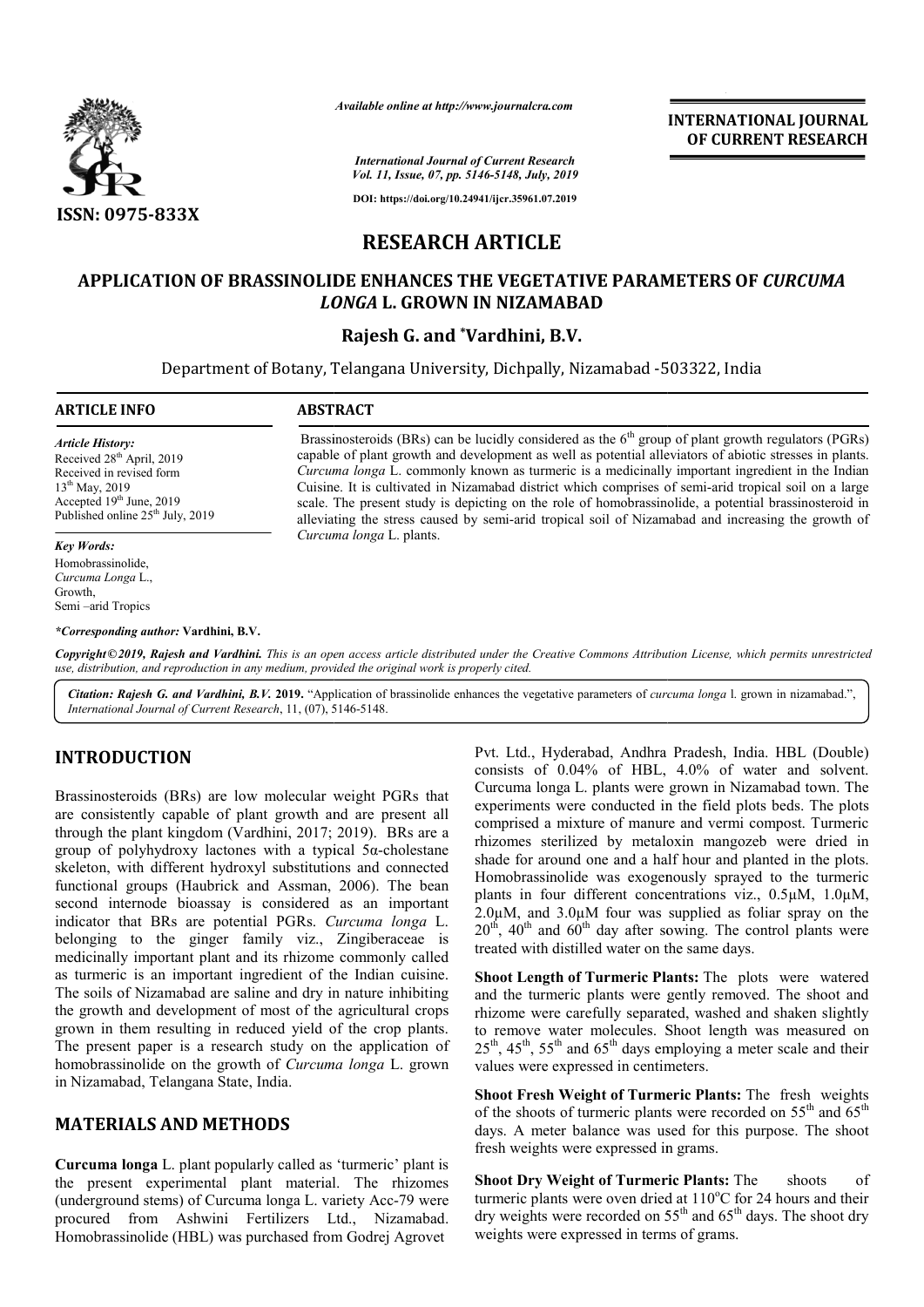ISSN: 0975-833X

*Available online at http://www.journalcra.com*

*International Journal of Current Research*
*Vol. 11, Issue, 07, pp. 5146-5148, July, 2019*

**DOI: https://doi.org/10.24941/ijcr.35961.07.2019**

**INTERNATIONAL JOURNAL OF CURRENT RESEARCH**

# RESEARCH ARTICLE

## APPLICATION OF BRASSINOLIDE ENHANCES THE VEGETATIVE PARAMETERS OF *CURCUMA LONGA* L. GROWN IN NIZAMABAD

**Rajesh G. and \*Vardhini, B.V.**

Department of Botany, Telangana University, Dichpally, Nizamabad -503322, India

### ARTICLE INFO

*Article History:*
Received 28th April, 2019
Received in revised form
13th May, 2019
Accepted 19th June, 2019
Published online 25th July, 2019

*Key Words:*
Homobrassinolide,
*Curcuma Longa* L.,
Growth,
Semi –arid Tropics

*\*Corresponding author:* **Vardhini, B.V.**

### ABSTRACT

Brassinosteroids (BRs) can be lucidly considered as the 6th group of plant growth regulators (PGRs) capable of plant growth and development as well as potential alleviators of abiotic stresses in plants. *Curcuma longa* L. commonly known as turmeric is a medicinally important ingredient in the Indian Cuisine. It is cultivated in Nizamabad district which comprises of semi-arid tropical soil on a large scale. The present study is depicting on the role of homobrassinolide, a potential brassinosteroid in alleviating the stress caused by semi-arid tropical soil of Nizamabad and increasing the growth of *Curcuma longa* L. plants.

*Copyright©2019, Rajesh and Vardhini. This is an open access article distributed under the Creative Commons Attribution License, which permits unrestricted use, distribution, and reproduction in any medium, provided the original work is properly cited.*

***Citation: Rajesh G. and Vardhini, B.V.* 2019.** "Application of brassinolide enhances the vegetative parameters of *curcuma longa* l. grown in nizamabad.", *International Journal of Current Research*, 11, (07), 5146-5148.

## INTRODUCTION

Brassinosteroids (BRs) are low molecular weight PGRs that are consistently capable of plant growth and are present all through the plant kingdom (Vardhini, 2017; 2019). BRs are a group of polyhydroxy lactones with a typical 5α-cholestane skeleton, with different hydroxyl substitutions and connected functional groups (Haubrick and Assman, 2006). The bean second internode bioassay is considered as an important indicator that BRs are potential PGRs. *Curcuma longa* L. belonging to the ginger family viz., Zingiberaceae is medicinally important plant and its rhizome commonly called as turmeric is an important ingredient of the Indian cuisine. The soils of Nizamabad are saline and dry in nature inhibiting the growth and development of most of the agricultural crops grown in them resulting in reduced yield of the crop plants. The present paper is a research study on the application of homobrassinolide on the growth of *Curcuma longa* L. grown in Nizamabad, Telangana State, India.

## MATERIALS AND METHODS

**Curcuma longa** L. plant popularly called as 'turmeric' plant is the present experimental plant material. The rhizomes (underground stems) of Curcuma longa L. variety Acc-79 were procured from Ashwini Fertilizers Ltd., Nizamabad. Homobrassinolide (HBL) was purchased from Godrej Agrovet Pvt. Ltd., Hyderabad, Andhra Pradesh, India. HBL (Double) consists of 0.04% of HBL, 4.0% of water and solvent. Curcuma longa L. plants were grown in Nizamabad town. The experiments were conducted in the field plots beds. The plots comprised a mixture of manure and vermi compost. Turmeric rhizomes sterilized by metaloxin mangozeb were dried in shade for around one and a half hour and planted in the plots. Homobrassinolide was exogenously sprayed to the turmeric plants in four different concentrations viz., 0.5μM, 1.0μM, 2.0μM, and 3.0μM four was supplied as foliar spray on the 20th, 40th and 60th day after sowing. The control plants were treated with distilled water on the same days.

**Shoot Length of Turmeric Plants:** The plots were watered and the turmeric plants were gently removed. The shoot and rhizome were carefully separated, washed and shaken slightly to remove water molecules. Shoot length was measured on 25th, 45th, 55th and 65th days employing a meter scale and their values were expressed in centimeters.

**Shoot Fresh Weight of Turmeric Plants:** The fresh weights of the shoots of turmeric plants were recorded on 55th and 65th days. A meter balance was used for this purpose. The shoot fresh weights were expressed in grams.

**Shoot Dry Weight of Turmeric Plants:** The shoots of turmeric plants were oven dried at 110°C for 24 hours and their dry weights were recorded on 55th and 65th days. The shoot dry weights were expressed in terms of grams.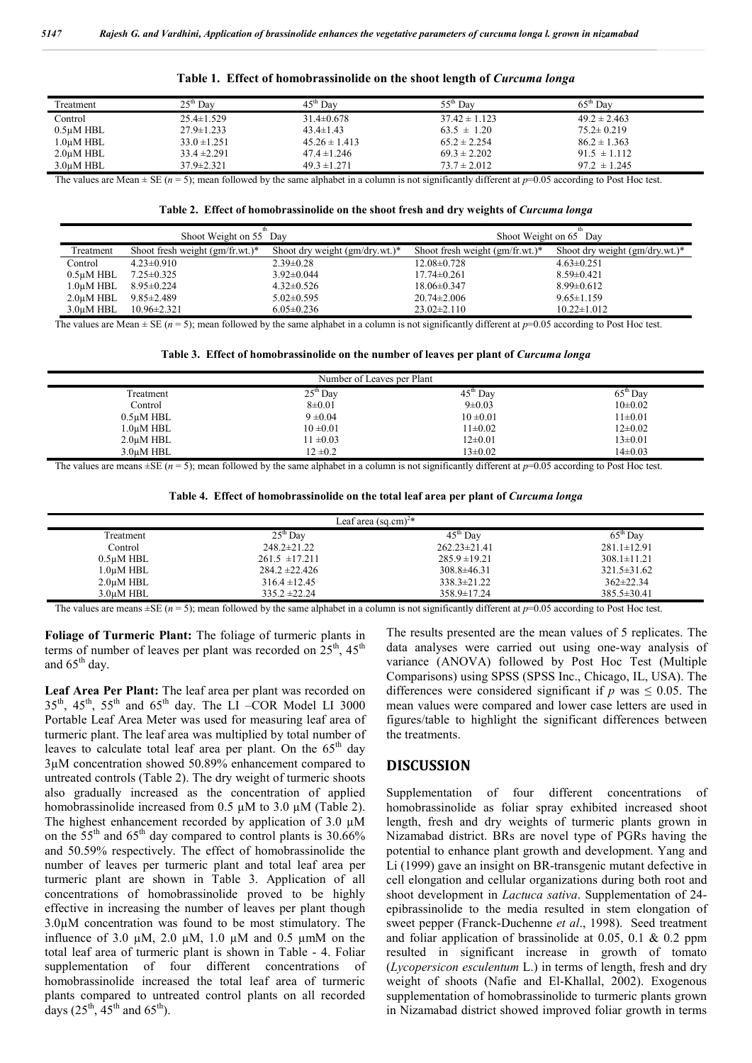**Table 1. Effect of homobrassinolide on the shoot length of *Curcuma longa***

| Treatment | $25^{th}$ Day | $45^{th}$ Day | $55^{th}$ Day | $65^{th}$ Day |
|---|---|---|---|---|
| Control | 25.4±1.529 | 31.4±0.678 | 37.42 ± 1.123 | 49.2 ± 2.463 |
| 0.5μM HBL | 27.9±1.233 | 43.4±1.43 | 63.5 ± 1.20 | 75.2± 0.219 |
| 1.0μM HBL | 33.0 ±1.251 | 45.26 ± 1.413 | 65.2 ± 2.254 | 86.2 ± 1.363 |
| 2.0μM HBL | 33.4 ±2.291 | 47.4 ±1.246 | 69.3 ± 2.202 | 91.5 ± 1.112 |
| 3.0μM HBL | 37.9±2.321 | 49.3 ±1.271 | 73.7 ± 2.012 | 97.2 ± 1.245 |

The values are Mean ± SE ($n$ = 5); mean followed by the same alphabet in a column is not significantly different at $p$=0.05 according to Post Hoc test.

**Table 2. Effect of homobrassinolide on the shoot fresh and dry weights of *Curcuma longa***

| | Shoot Weight on $55^{th}$ Day | | Shoot Weight on $65^{th}$ Day | |
|---|---|---|---|---|
| Treatment | Shoot fresh weight (gm/fr.wt.)* | Shoot dry weight (gm/dry.wt.)* | Shoot fresh weight (gm/fr.wt.)* | Shoot dry weight (gm/dry.wt.)* |
| Control | 4.23±0.910 | 2.39±0.28 | 12.08±0.728 | 4.63±0.251 |
| 0.5μM HBL | 7.25±0.325 | 3.92±0.044 | 17.74±0.261 | 8.59±0.421 |
| 1.0μM HBL | 8.95±0.224 | 4.32±0.526 | 18.06±0.347 | 8.99±0.612 |
| 2.0μM HBL | 9.85±2.489 | 5.02±0.595 | 20.74±2.006 | 9.65±1.159 |
| 3.0μM HBL | 10.96±2.321 | 6.05±0.236 | 23.02±2.110 | 10.22±1.012 |

The values are Mean ± SE ($n$ = 5); mean followed by the same alphabet in a column is not significantly different at $p$=0.05 according to Post Hoc test.

**Table 3. Effect of homobrassinolide on the number of leaves per plant of *Curcuma longa***

| Number of Leaves per Plant | | | |
|---|---|---|---|
| Treatment | $25^{th}$ Day | $45^{th}$ Day | $65^{th}$ Day |
| Control | 8±0.01 | 9±0.03 | 10±0.02 |
| 0.5μM HBL | 9 ±0.04 | 10 ±0.01 | 11±0.01 |
| 1.0μM HBL | 10 ±0.01 | 11±0.02 | 12±0.02 |
| 2.0μM HBL | 11 ±0.03 | 12±0.01 | 13±0.01 |
| 3.0μM HBL | 12 ±0.2 | 13±0.02 | 14±0.03 |

The values are means ±SE ($n$ = 5); mean followed by the same alphabet in a column is not significantly different at $p$=0.05 according to Post Hoc test.

**Table 4. Effect of homobrassinolide on the total leaf area per plant of *Curcuma longa***

| Leaf area $(sq.cm)^2$* | | | |
|---|---|---|---|
| Treatment | $25^{th}$ Day | $45^{th}$ Day | $65^{th}$ Day |
| Control | 248.2±21.22 | 262.23±21.41 | 281.1±12.91 |
| 0.5μM HBL | 261.5 ±17.211 | 285.9 ±19.21 | 308.1±11.21 |
| 1.0μM HBL | 284.2 ±22.426 | 308.8±46.31 | 321.5±31.62 |
| 2.0μM HBL | 316.4 ±12.45 | 338.3±21.22 | 362±22.34 |
| 3.0μM HBL | 335.2 ±22.24 | 358.9±17.24 | 385.5±30.41 |

The values are means ±SE ($n$ = 5); mean followed by the same alphabet in a column is not significantly different at $p$=0.05 according to Post Hoc test.

**Foliage of Turmeric Plant:** The foliage of turmeric plants in terms of number of leaves per plant was recorded on $25^{th}$, $45^{th}$ and $65^{th}$ day.

**Leaf Area Per Plant:** The leaf area per plant was recorded on $35^{th}$, $45^{th}$, $55^{th}$ and $65^{th}$ day. The LI –COR Model LI 3000 Portable Leaf Area Meter was used for measuring leaf area of turmeric plant. The leaf area was multiplied by total number of leaves to calculate total leaf area per plant. On the $65^{th}$ day 3μM concentration showed 50.89% enhancement compared to untreated controls (Table 2). The dry weight of turmeric shoots also gradually increased as the concentration of applied homobrassinolide increased from 0.5 μM to 3.0 μM (Table 2). The highest enhancement recorded by application of 3.0 μM on the $55^{th}$ and $65^{th}$ day compared to control plants is 30.66% and 50.59% respectively. The effect of homobrassinolide the number of leaves per turmeric plant and total leaf area per turmeric plant are shown in Table 3. Application of all concentrations of homobrassinolide proved to be highly effective in increasing the number of leaves per plant though 3.0μM concentration was found to be most stimulatory. The influence of 3.0 μM, 2.0 μM, 1.0 μM and 0.5 μmM on the total leaf area of turmeric plant is shown in Table - 4. Foliar supplementation of four different concentrations of homobrassinolide increased the total leaf area of turmeric plants compared to untreated control plants on all recorded days ($25^{th}$, $45^{th}$ and $65^{th}$).

The results presented are the mean values of 5 replicates. The data analyses were carried out using one-way analysis of variance (ANOVA) followed by Post Hoc Test (Multiple Comparisons) using SPSS (SPSS Inc., Chicago, IL, USA). The differences were considered significant if $p$ was ≤ 0.05. The mean values were compared and lower case letters are used in figures/table to highlight the significant differences between the treatments.

## DISCUSSION

Supplementation of four different concentrations of homobrassinolide as foliar spray exhibited increased shoot length, fresh and dry weights of turmeric plants grown in Nizamabad district. BRs are novel type of PGRs having the potential to enhance plant growth and development. Yang and Li (1999) gave an insight on BR-transgenic mutant defective in cell elongation and cellular organizations during both root and shoot development in *Lactuca sativa*. Supplementation of 24-epibrassinolide to the media resulted in stem elongation of sweet pepper (Franck-Duchenne *et al*., 1998). Seed treatment and foliar application of brassinolide at 0.05, 0.1 & 0.2 ppm resulted in significant increase in growth of tomato (*Lycopersicon esculentum* L.) in terms of length, fresh and dry weight of shoots (Nafie and El-Khallal, 2002). Exogenous supplementation of homobrassinolide to turmeric plants grown in Nizamabad district showed improved foliar growth in terms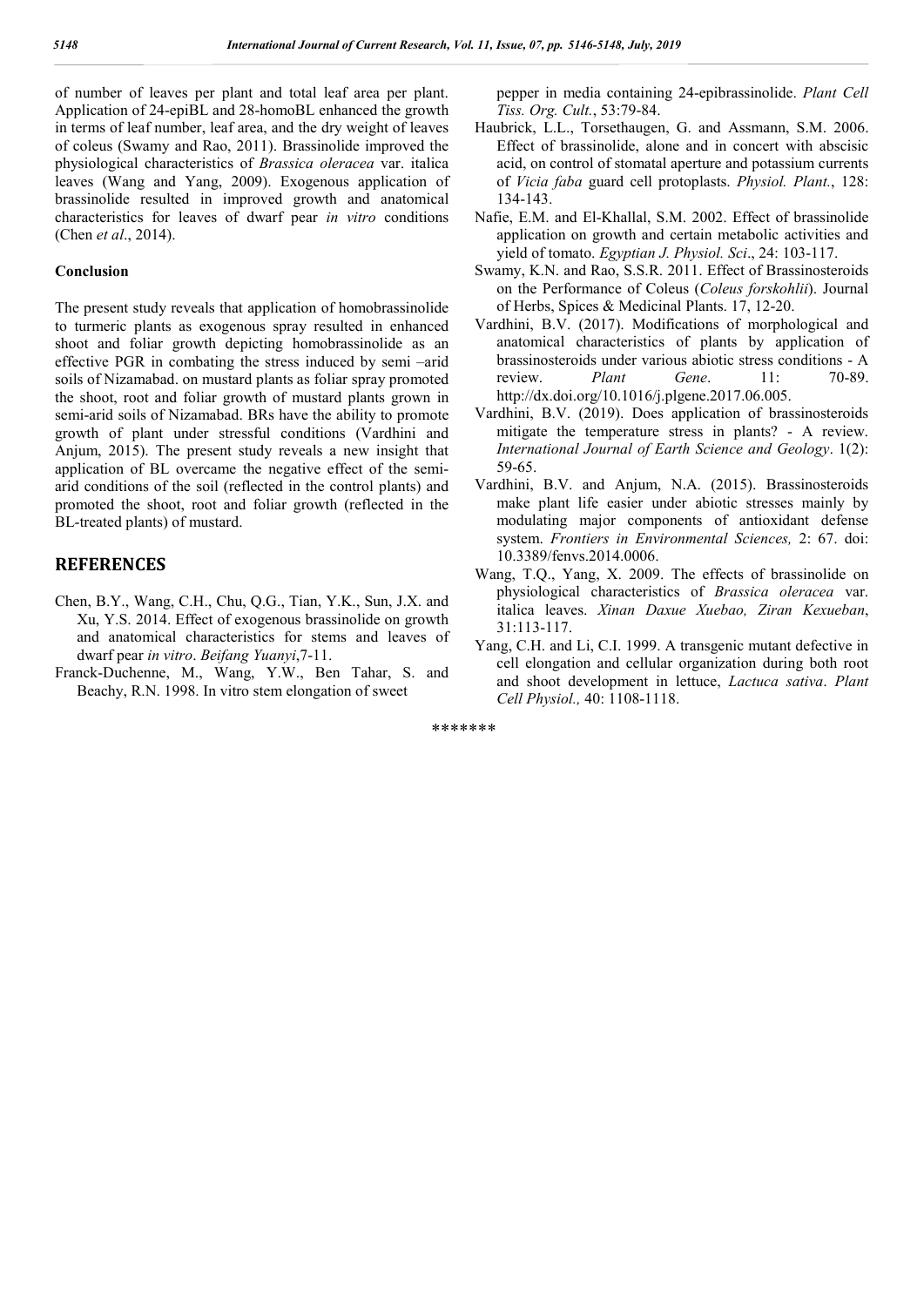of number of leaves per plant and total leaf area per plant. Application of 24-epiBL and 28-homoBL enhanced the growth in terms of leaf number, leaf area, and the dry weight of leaves of coleus (Swamy and Rao, 2011). Brassinolide improved the physiological characteristics of *Brassica oleracea* var. italica leaves (Wang and Yang, 2009). Exogenous application of brassinolide resulted in improved growth and anatomical characteristics for leaves of dwarf pear *in vitro* conditions (Chen *et al*., 2014).

### Conclusion

The present study reveals that application of homobrassinolide to turmeric plants as exogenous spray resulted in enhanced shoot and foliar growth depicting homobrassinolide as an effective PGR in combating the stress induced by semi –arid soils of Nizamabad. on mustard plants as foliar spray promoted the shoot, root and foliar growth of mustard plants grown in semi-arid soils of Nizamabad. BRs have the ability to promote growth of plant under stressful conditions (Vardhini and Anjum, 2015). The present study reveals a new insight that application of BL overcame the negative effect of the semi-arid conditions of the soil (reflected in the control plants) and promoted the shoot, root and foliar growth (reflected in the BL-treated plants) of mustard.

## REFERENCES

- Chen, B.Y., Wang, C.H., Chu, Q.G., Tian, Y.K., Sun, J.X. and Xu, Y.S. 2014. Effect of exogenous brassinolide on growth and anatomical characteristics for stems and leaves of dwarf pear *in vitro*. *Beifang Yuanyi*,7-11.
- Franck-Duchenne, M., Wang, Y.W., Ben Tahar, S. and Beachy, R.N. 1998. In vitro stem elongation of sweet pepper in media containing 24-epibrassinolide. *Plant Cell Tiss. Org. Cult.*, 53:79-84.
- Haubrick, L.L., Torsethaugen, G. and Assmann, S.M. 2006. Effect of brassinolide, alone and in concert with abscisic acid, on control of stomatal aperture and potassium currents of *Vicia faba* guard cell protoplasts. *Physiol. Plant.*, 128: 134-143.
- Nafie, E.M. and El-Khallal, S.M. 2002. Effect of brassinolide application on growth and certain metabolic activities and yield of tomato. *Egyptian J. Physiol. Sci*., 24: 103-117.
- Swamy, K.N. and Rao, S.S.R. 2011. Effect of Brassinosteroids on the Performance of Coleus (*Coleus forskohlii*). Journal of Herbs, Spices & Medicinal Plants. 17, 12-20.
- Vardhini, B.V. (2017). Modifications of morphological and anatomical characteristics of plants by application of brassinosteroids under various abiotic stress conditions - A review. *Plant Gene*. 11: 70-89. http://dx.doi.org/10.1016/j.plgene.2017.06.005.
- Vardhini, B.V. (2019). Does application of brassinosteroids mitigate the temperature stress in plants? - A review. *International Journal of Earth Science and Geology*. 1(2): 59-65.
- Vardhini, B.V. and Anjum, N.A. (2015). Brassinosteroids make plant life easier under abiotic stresses mainly by modulating major components of antioxidant defense system. *Frontiers in Environmental Sciences,* 2: 67. doi: 10.3389/fenvs.2014.0006.
- Wang, T.Q., Yang, X. 2009. The effects of brassinolide on physiological characteristics of *Brassica oleracea* var. italica leaves. *Xinan Daxue Xuebao, Ziran Kexueban*, 31:113-117.
- Yang, C.H. and Li, C.I. 1999. A transgenic mutant defective in cell elongation and cellular organization during both root and shoot development in lettuce, *Lactuca sativa*. *Plant Cell Physiol.,* 40: 1108-1118.

\*\*\*\*\*\*\*